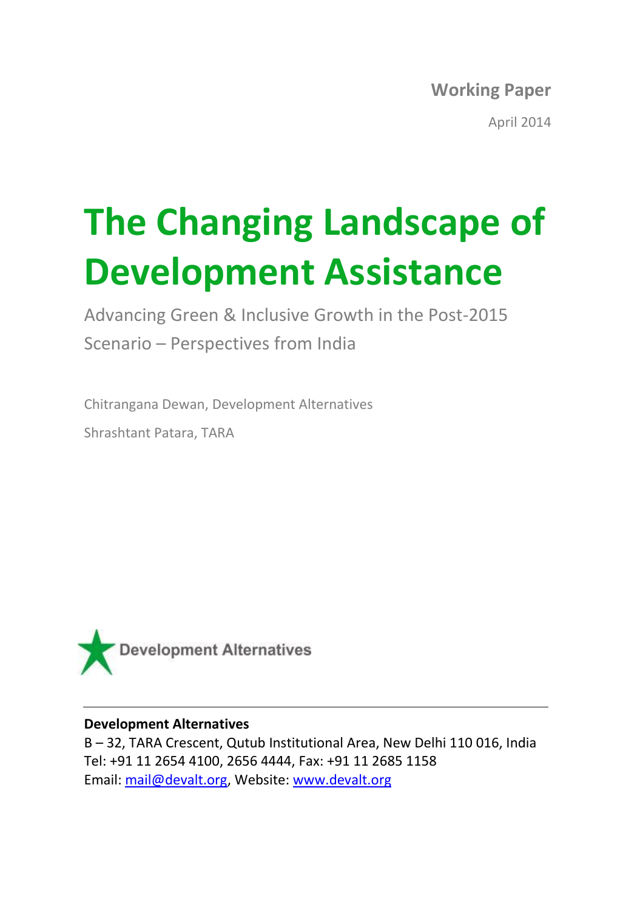**Working Paper**

April 2014

# The Changing Landscape of Development Assistance

## Advancing Green & Inclusive Growth in the Post-2015 Scenario – Perspectives from India

Chitrangana Dewan, Development Alternatives

Shrashtant Patara, TARA

Development Alternatives

---

**Development Alternatives**
B – 32, TARA Crescent, Qutub Institutional Area, New Delhi 110 016, India
Tel: +91 11 2654 4100, 2656 4444, Fax: +91 11 2685 1158
Email: mail@devalt.org, Website: www.devalt.org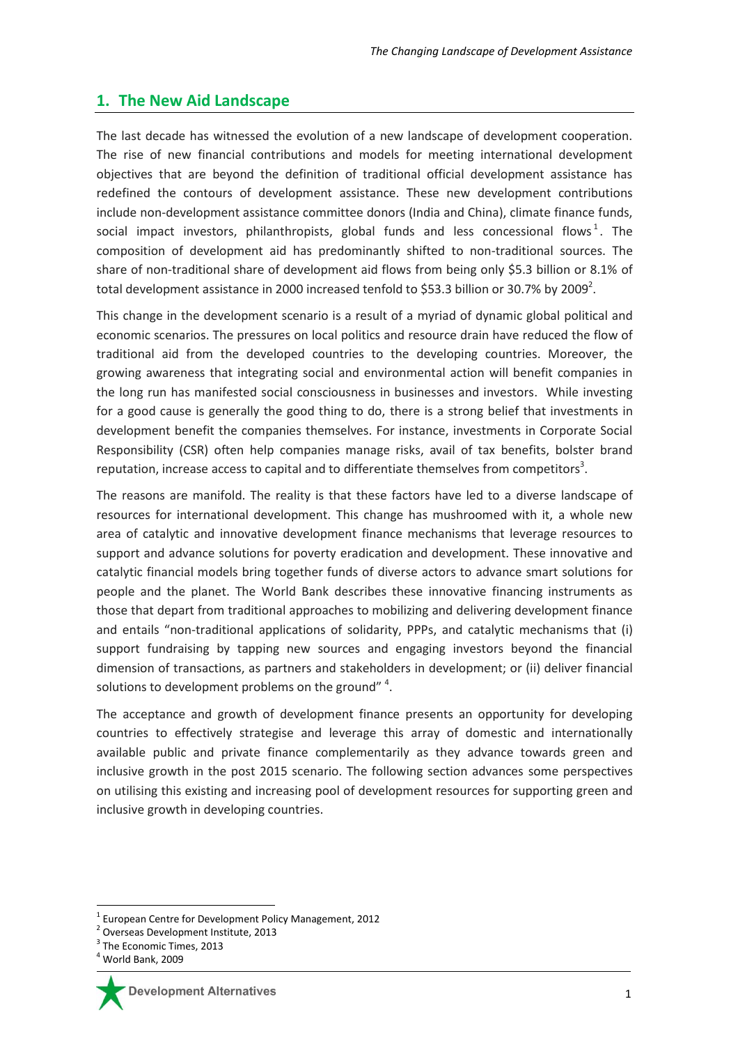## 1. The New Aid Landscape

The last decade has witnessed the evolution of a new landscape of development cooperation. The rise of new financial contributions and models for meeting international development objectives that are beyond the definition of traditional official development assistance has redefined the contours of development assistance. These new development contributions include non-development assistance committee donors (India and China), climate finance funds, social impact investors, philanthropists, global funds and less concessional flows[1]. The composition of development aid has predominantly shifted to non-traditional sources. The share of non-traditional share of development aid flows from being only $5.3 billion or 8.1% of total development assistance in 2000 increased tenfold to $53.3 billion or 30.7% by 2009[2].

This change in the development scenario is a result of a myriad of dynamic global political and economic scenarios. The pressures on local politics and resource drain have reduced the flow of traditional aid from the developed countries to the developing countries. Moreover, the growing awareness that integrating social and environmental action will benefit companies in the long run has manifested social consciousness in businesses and investors. While investing for a good cause is generally the good thing to do, there is a strong belief that investments in development benefit the companies themselves. For instance, investments in Corporate Social Responsibility (CSR) often help companies manage risks, avail of tax benefits, bolster brand reputation, increase access to capital and to differentiate themselves from competitors[3].

The reasons are manifold. The reality is that these factors have led to a diverse landscape of resources for international development. This change has mushroomed with it, a whole new area of catalytic and innovative development finance mechanisms that leverage resources to support and advance solutions for poverty eradication and development. These innovative and catalytic financial models bring together funds of diverse actors to advance smart solutions for people and the planet. The World Bank describes these innovative financing instruments as those that depart from traditional approaches to mobilizing and delivering development finance and entails "non-traditional applications of solidarity, PPPs, and catalytic mechanisms that (i) support fundraising by tapping new sources and engaging investors beyond the financial dimension of transactions, as partners and stakeholders in development; or (ii) deliver financial solutions to development problems on the ground" [4].

The acceptance and growth of development finance presents an opportunity for developing countries to effectively strategise and leverage this array of domestic and internationally available public and private finance complementarily as they advance towards green and inclusive growth in the post 2015 scenario. The following section advances some perspectives on utilising this existing and increasing pool of development resources for supporting green and inclusive growth in developing countries.

---

[1] European Centre for Development Policy Management, 2012
[2] Overseas Development Institute, 2013
[3] The Economic Times, 2013
[4] World Bank, 2009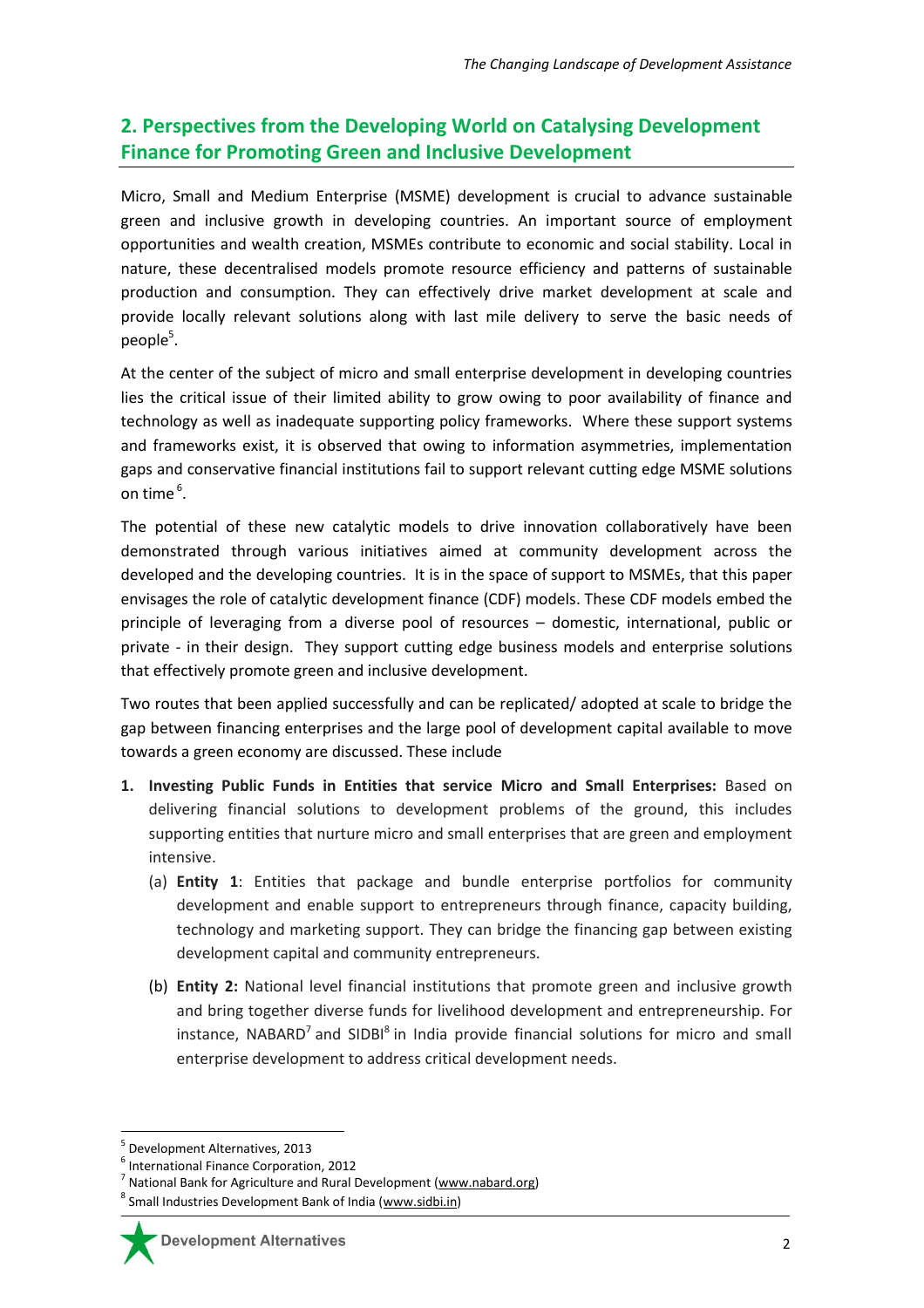## 2. Perspectives from the Developing World on Catalysing Development Finance for Promoting Green and Inclusive Development

Micro, Small and Medium Enterprise (MSME) development is crucial to advance sustainable green and inclusive growth in developing countries. An important source of employment opportunities and wealth creation, MSMEs contribute to economic and social stability. Local in nature, these decentralised models promote resource efficiency and patterns of sustainable production and consumption. They can effectively drive market development at scale and provide locally relevant solutions along with last mile delivery to serve the basic needs of people[5].

At the center of the subject of micro and small enterprise development in developing countries lies the critical issue of their limited ability to grow owing to poor availability of finance and technology as well as inadequate supporting policy frameworks. Where these support systems and frameworks exist, it is observed that owing to information asymmetries, implementation gaps and conservative financial institutions fail to support relevant cutting edge MSME solutions on time[6].

The potential of these new catalytic models to drive innovation collaboratively have been demonstrated through various initiatives aimed at community development across the developed and the developing countries. It is in the space of support to MSMEs, that this paper envisages the role of catalytic development finance (CDF) models. These CDF models embed the principle of leveraging from a diverse pool of resources – domestic, international, public or private - in their design. They support cutting edge business models and enterprise solutions that effectively promote green and inclusive development.

Two routes that been applied successfully and can be replicated/ adopted at scale to bridge the gap between financing enterprises and the large pool of development capital available to move towards a green economy are discussed. These include

1. **Investing Public Funds in Entities that service Micro and Small Enterprises:** Based on delivering financial solutions to development problems of the ground, this includes supporting entities that nurture micro and small enterprises that are green and employment intensive.
   - (a) **Entity 1**: Entities that package and bundle enterprise portfolios for community development and enable support to entrepreneurs through finance, capacity building, technology and marketing support. They can bridge the financing gap between existing development capital and community entrepreneurs.
   - (b) **Entity 2:** National level financial institutions that promote green and inclusive growth and bring together diverse funds for livelihood development and entrepreneurship. For instance, NABARD[7] and SIDBI[8] in India provide financial solutions for micro and small enterprise development to address critical development needs.

---

[5] Development Alternatives, 2013

[6] International Finance Corporation, 2012

[7] National Bank for Agriculture and Rural Development (www.nabard.org)

[8] Small Industries Development Bank of India (www.sidbi.in)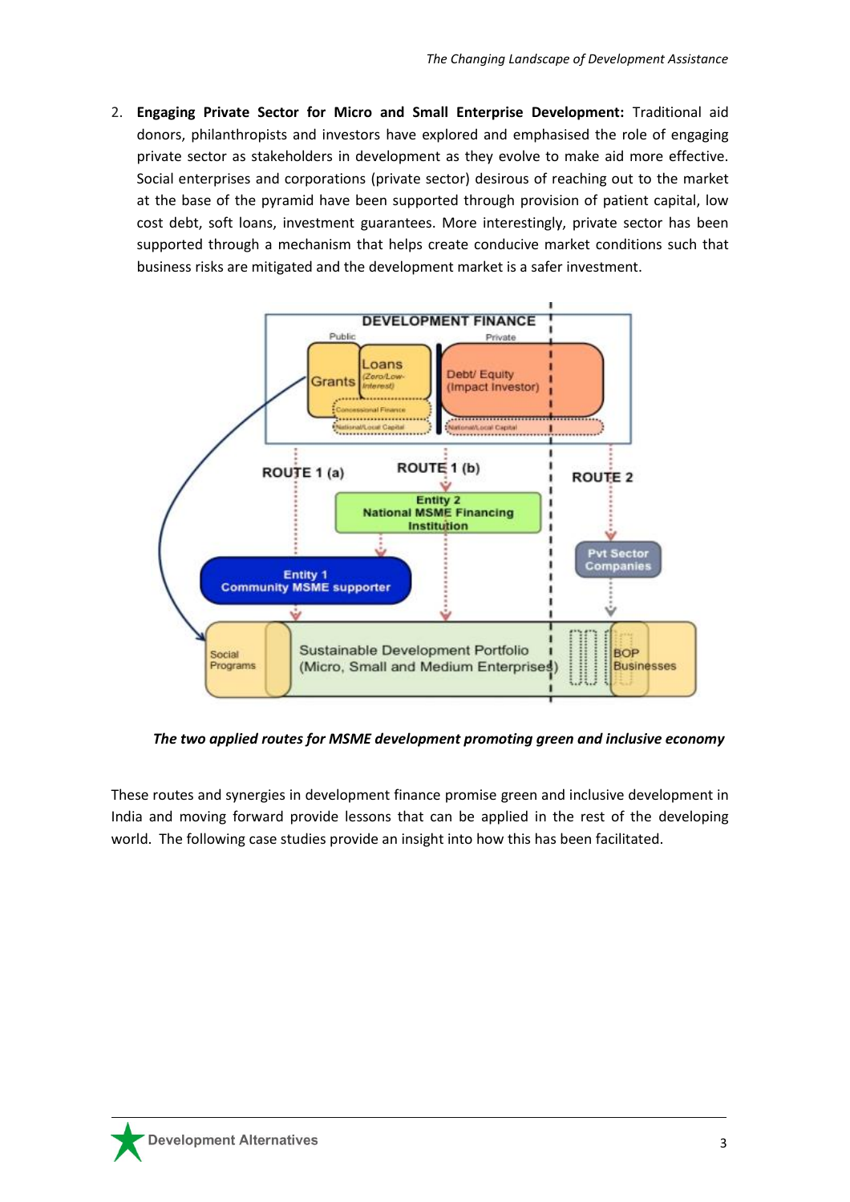2. **Engaging Private Sector for Micro and Small Enterprise Development:** Traditional aid donors, philanthropists and investors have explored and emphasised the role of engaging private sector as stakeholders in development as they evolve to make aid more effective. Social enterprises and corporations (private sector) desirous of reaching out to the market at the base of the pyramid have been supported through provision of patient capital, low cost debt, soft loans, investment guarantees. More interestingly, private sector has been supported through a mechanism that helps create conducive market conditions such that business risks are mitigated and the development market is a safer investment.

DEVELOPMENT FINANCE

Public

Private

Grants

Loans (Zero/Low-Interest)

Concessional Finance

National/Local Capital

Debt/ Equity (Impact Investor)

National/Local Capital

ROUTE 1 (a)

ROUTE 1 (b)

ROUTE 2

Entity 2 National MSME Financing Institution

Entity 1 Community MSME supporter

Pvt Sector Companies

Social Programs

Sustainable Development Portfolio (Micro, Small and Medium Enterprises)

BOP Businesses

***The two applied routes for MSME development promoting green and inclusive economy***

These routes and synergies in development finance promise green and inclusive development in India and moving forward provide lessons that can be applied in the rest of the developing world. The following case studies provide an insight into how this has been facilitated.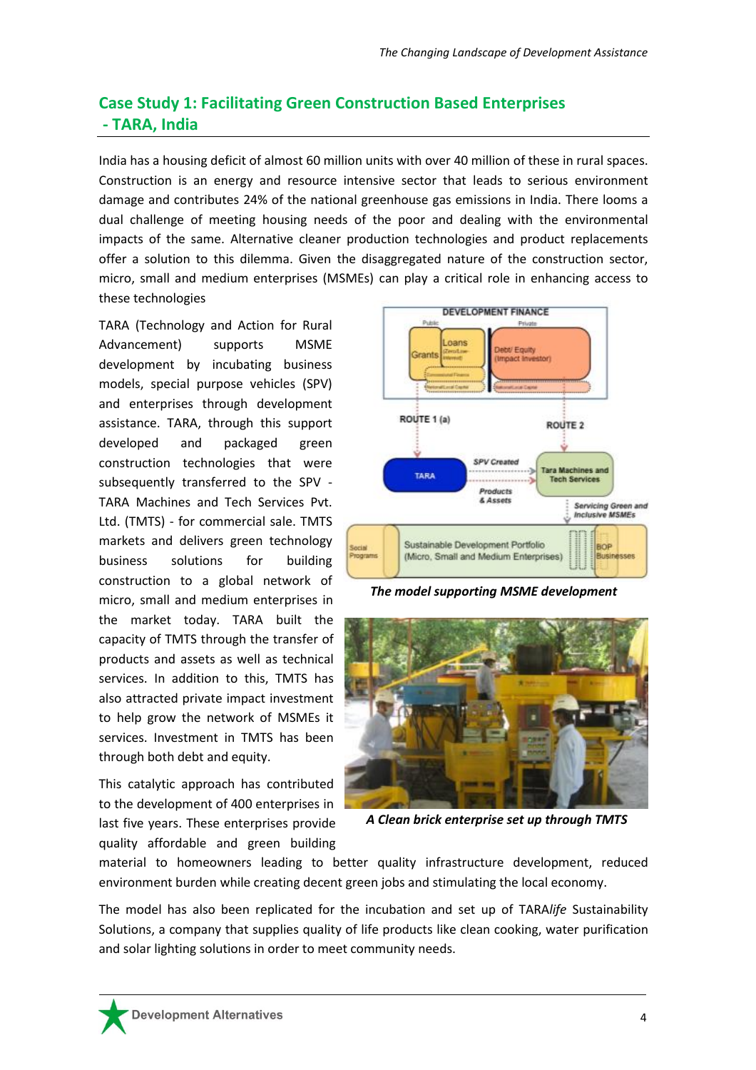## Case Study 1: Facilitating Green Construction Based Enterprises - TARA, India

India has a housing deficit of almost 60 million units with over 40 million of these in rural spaces. Construction is an energy and resource intensive sector that leads to serious environment damage and contributes 24% of the national greenhouse gas emissions in India. There looms a dual challenge of meeting housing needs of the poor and dealing with the environmental impacts of the same. Alternative cleaner production technologies and product replacements offer a solution to this dilemma. Given the disaggregated nature of the construction sector, micro, small and medium enterprises (MSMEs) can play a critical role in enhancing access to these technologies

TARA (Technology and Action for Rural Advancement) supports MSME development by incubating business models, special purpose vehicles (SPV) and enterprises through development assistance. TARA, through this support developed and packaged green construction technologies that were subsequently transferred to the SPV - TARA Machines and Tech Services Pvt. Ltd. (TMTS) - for commercial sale. TMTS markets and delivers green technology business solutions for building construction to a global network of micro, small and medium enterprises in the market today. TARA built the capacity of TMTS through the transfer of products and assets as well as technical services. In addition to this, TMTS has also attracted private impact investment to help grow the network of MSMEs it services. Investment in TMTS has been through both debt and equity.

DEVELOPMENT FINANCE

Public

Private

Grants

Loans (Zero/Low-interest)

Debt/ Equity (Impact Investor)

ROUTE 1 (a)

ROUTE 2

TARA

SPV Created

Products & Assets

Tara Machines and Tech Services

Servicing Green and Inclusive MSMEs

Social Programs

Sustainable Development Portfolio (Micro, Small and Medium Enterprises)

BOP Businesses

*The model supporting MSME development*

*A Clean brick enterprise set up through TMTS*

This catalytic approach has contributed to the development of 400 enterprises in last five years. These enterprises provide quality affordable and green building material to homeowners leading to better quality infrastructure development, reduced environment burden while creating decent green jobs and stimulating the local economy.

The model has also been replicated for the incubation and set up of TARA*life* Sustainability Solutions, a company that supplies quality of life products like clean cooking, water purification and solar lighting solutions in order to meet community needs.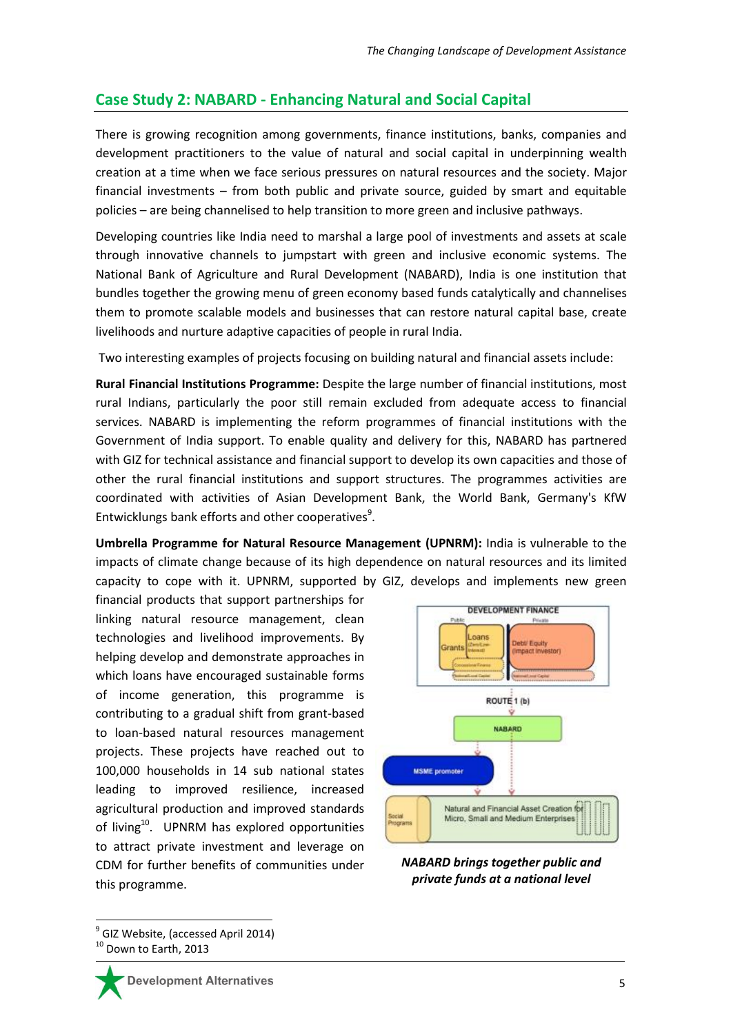## Case Study 2: NABARD - Enhancing Natural and Social Capital

There is growing recognition among governments, finance institutions, banks, companies and development practitioners to the value of natural and social capital in underpinning wealth creation at a time when we face serious pressures on natural resources and the society. Major financial investments – from both public and private source, guided by smart and equitable policies – are being channelised to help transition to more green and inclusive pathways.

Developing countries like India need to marshal a large pool of investments and assets at scale through innovative channels to jumpstart with green and inclusive economic systems. The National Bank of Agriculture and Rural Development (NABARD), India is one institution that bundles together the growing menu of green economy based funds catalytically and channelises them to promote scalable models and businesses that can restore natural capital base, create livelihoods and nurture adaptive capacities of people in rural India.

Two interesting examples of projects focusing on building natural and financial assets include:

**Rural Financial Institutions Programme:** Despite the large number of financial institutions, most rural Indians, particularly the poor still remain excluded from adequate access to financial services. NABARD is implementing the reform programmes of financial institutions with the Government of India support. To enable quality and delivery for this, NABARD has partnered with GIZ for technical assistance and financial support to develop its own capacities and those of other the rural financial institutions and support structures. The programmes activities are coordinated with activities of Asian Development Bank, the World Bank, Germany's KfW Entwicklungs bank efforts and other cooperatives[9].

**Umbrella Programme for Natural Resource Management (UPNRM):** India is vulnerable to the impacts of climate change because of its high dependence on natural resources and its limited capacity to cope with it. UPNRM, supported by GIZ, develops and implements new green financial products that support partnerships for linking natural resource management, clean technologies and livelihood improvements. By helping develop and demonstrate approaches in which loans have encouraged sustainable forms of income generation, this programme is contributing to a gradual shift from grant-based to loan-based natural resources management projects. These projects have reached out to 100,000 households in 14 sub national states leading to improved resilience, increased agricultural production and improved standards of living[10]. UPNRM has explored opportunities to attract private investment and leverage on CDM for further benefits of communities under this programme.

DEVELOPMENT FINANCE
Public
Private
Grants
Loans (Zero/Low-Interest)
Debt/ Equity (Impact Investor)
ROUTE 1 (b)
NABARD
MSME promoter
Social Programs
Natural and Financial Asset Creation for Micro, Small and Medium Enterprises

*NABARD brings together public and private funds at a national level*

---

[9] GIZ Website, (accessed April 2014)

[10] Down to Earth, 2013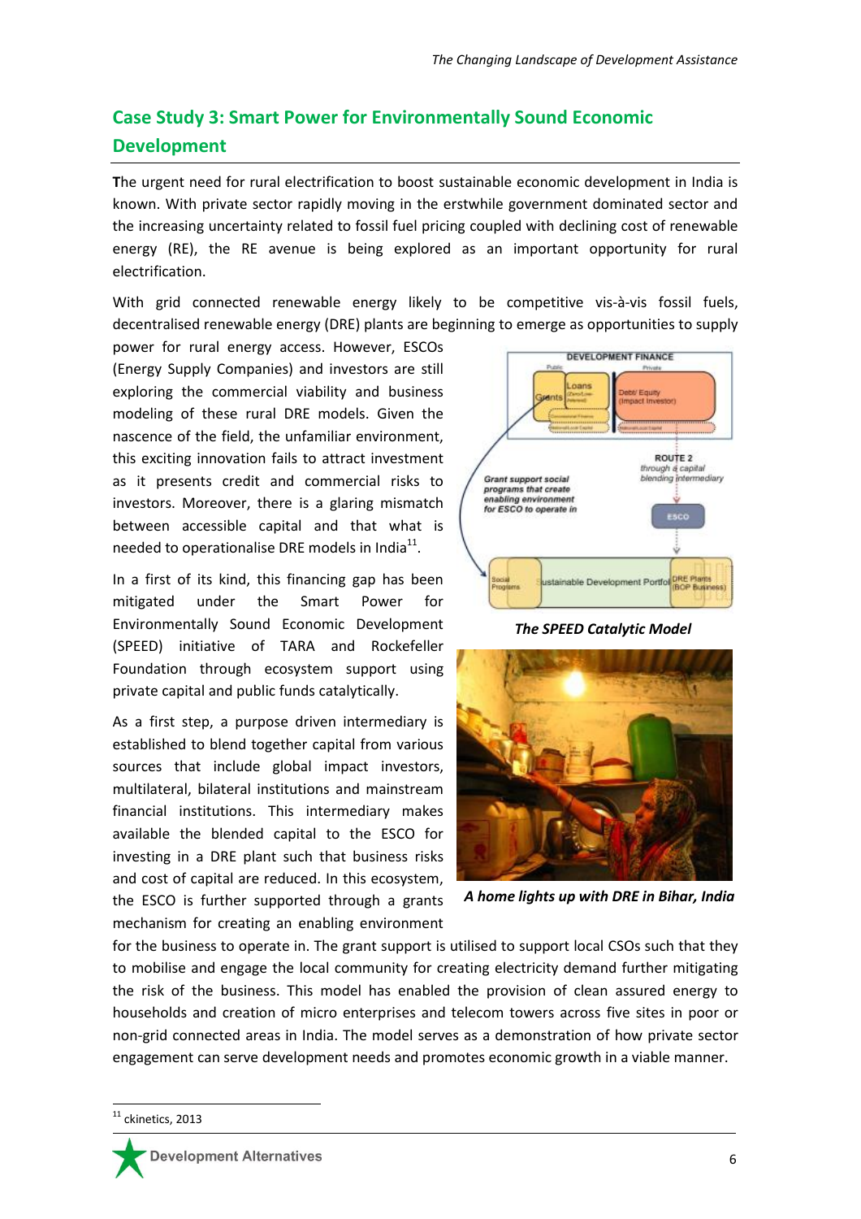## Case Study 3: Smart Power for Environmentally Sound Economic Development

**T**he urgent need for rural electrification to boost sustainable economic development in India is known. With private sector rapidly moving in the erstwhile government dominated sector and the increasing uncertainty related to fossil fuel pricing coupled with declining cost of renewable energy (RE), the RE avenue is being explored as an important opportunity for rural electrification.

With grid connected renewable energy likely to be competitive vis-à-vis fossil fuels, decentralised renewable energy (DRE) plants are beginning to emerge as opportunities to supply power for rural energy access. However, ESCOs (Energy Supply Companies) and investors are still exploring the commercial viability and business modeling of these rural DRE models. Given the nascence of the field, the unfamiliar environment, this exciting innovation fails to attract investment as it presents credit and commercial risks to investors. Moreover, there is a glaring mismatch between accessible capital and that what is needed to operationalise DRE models in India[11].

In a first of its kind, this financing gap has been mitigated under the Smart Power for Environmentally Sound Economic Development (SPEED) initiative of TARA and Rockefeller Foundation through ecosystem support using private capital and public funds catalytically.

DEVELOPMENT FINANCE

Public

Private

Grants

Loans

Debt/ Equity (Impact Investor)

Grant support social programs that create enabling environment for ESCO to operate in

ROUTE 2 through a capital blending intermediary

ESCO

Social Programs

Sustainable Development Portfolio

DRE Plants (BOP Business)

*The SPEED Catalytic Model*

*A home lights up with DRE in Bihar, India*

As a first step, a purpose driven intermediary is established to blend together capital from various sources that include global impact investors, multilateral, bilateral institutions and mainstream financial institutions. This intermediary makes available the blended capital to the ESCO for investing in a DRE plant such that business risks and cost of capital are reduced. In this ecosystem, the ESCO is further supported through a grants mechanism for creating an enabling environment for the business to operate in. The grant support is utilised to support local CSOs such that they to mobilise and engage the local community for creating electricity demand further mitigating the risk of the business. This model has enabled the provision of clean assured energy to households and creation of micro enterprises and telecom towers across five sites in poor or non-grid connected areas in India. The model serves as a demonstration of how private sector engagement can serve development needs and promotes economic growth in a viable manner.

[11] ckinetics, 2013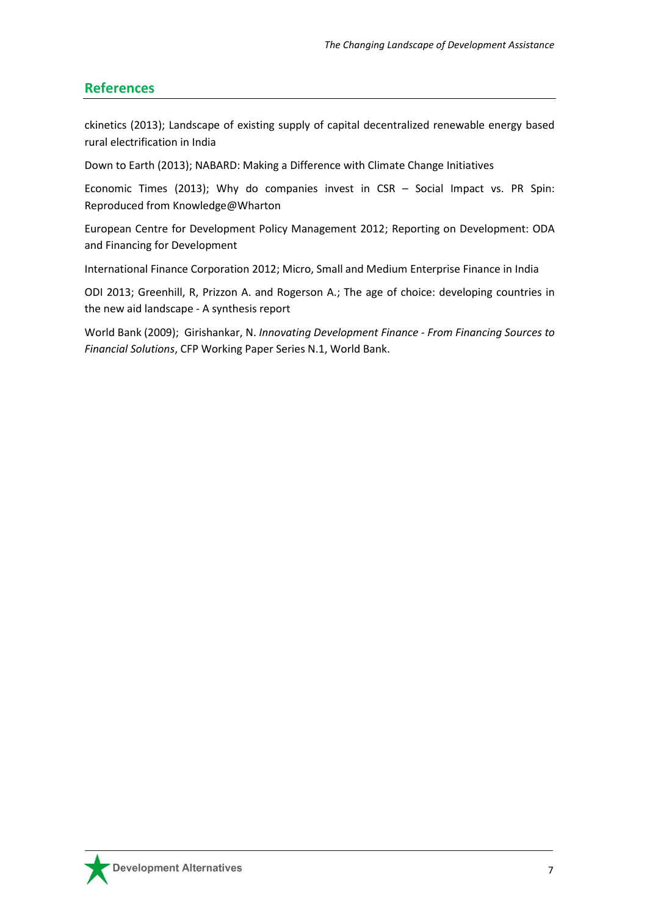## References

ckinetics (2013); Landscape of existing supply of capital decentralized renewable energy based rural electrification in India

Down to Earth (2013); NABARD: Making a Difference with Climate Change Initiatives

Economic Times (2013); Why do companies invest in CSR – Social Impact vs. PR Spin: Reproduced from Knowledge@Wharton

European Centre for Development Policy Management 2012; Reporting on Development: ODA and Financing for Development

International Finance Corporation 2012; Micro, Small and Medium Enterprise Finance in India

ODI 2013; Greenhill, R, Prizzon A. and Rogerson A.; The age of choice: developing countries in the new aid landscape - A synthesis report

World Bank (2009); Girishankar, N. *Innovating Development Finance - From Financing Sources to Financial Solutions*, CFP Working Paper Series N.1, World Bank.